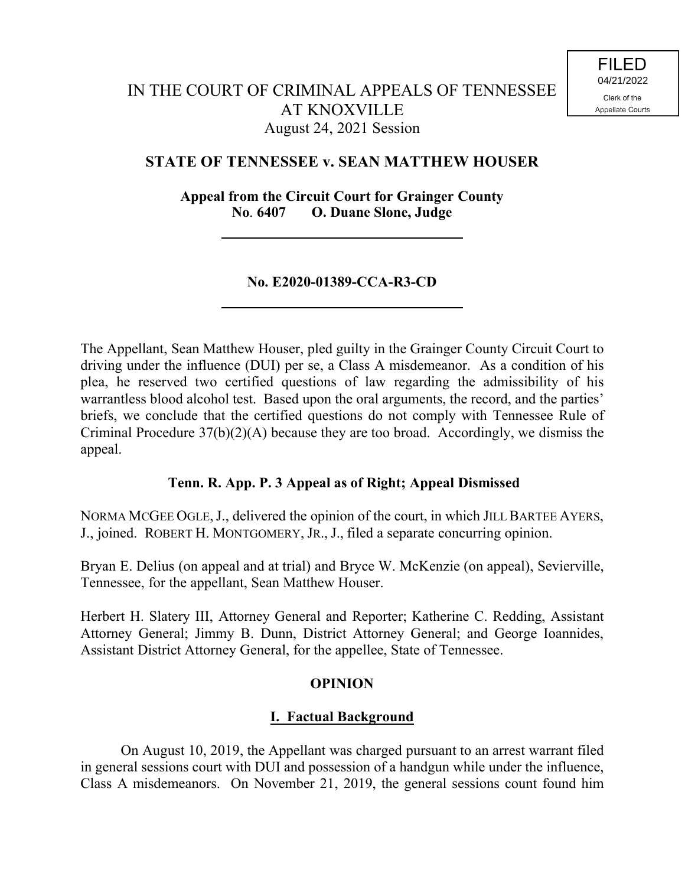FILED
04/21/2022
Clerk of the
Appellate Courts

# IN THE COURT OF CRIMINAL APPEALS OF TENNESSEE AT KNOXVILLE

August 24, 2021 Session

## STATE OF TENNESSEE v. SEAN MATTHEW HOUSER

**Appeal from the Circuit Court for Grainger County**
**No. 6407 O. Duane Slone, Judge**

---

**No. E2020-01389-CCA-R3-CD**

---

The Appellant, Sean Matthew Houser, pled guilty in the Grainger County Circuit Court to driving under the influence (DUI) per se, a Class A misdemeanor. As a condition of his plea, he reserved two certified questions of law regarding the admissibility of his warrantless blood alcohol test. Based upon the oral arguments, the record, and the parties' briefs, we conclude that the certified questions do not comply with Tennessee Rule of Criminal Procedure 37(b)(2)(A) because they are too broad. Accordingly, we dismiss the appeal.

**Tenn. R. App. P. 3 Appeal as of Right; Appeal Dismissed**

NORMA MCGEE OGLE, J., delivered the opinion of the court, in which JILL BARTEE AYERS, J., joined. ROBERT H. MONTGOMERY, JR., J., filed a separate concurring opinion.

Bryan E. Delius (on appeal and at trial) and Bryce W. McKenzie (on appeal), Sevierville, Tennessee, for the appellant, Sean Matthew Houser.

Herbert H. Slatery III, Attorney General and Reporter; Katherine C. Redding, Assistant Attorney General; Jimmy B. Dunn, District Attorney General; and George Ioannides, Assistant District Attorney General, for the appellee, State of Tennessee.

## OPINION

### I. Factual Background

On August 10, 2019, the Appellant was charged pursuant to an arrest warrant filed in general sessions court with DUI and possession of a handgun while under the influence, Class A misdemeanors. On November 21, 2019, the general sessions count found him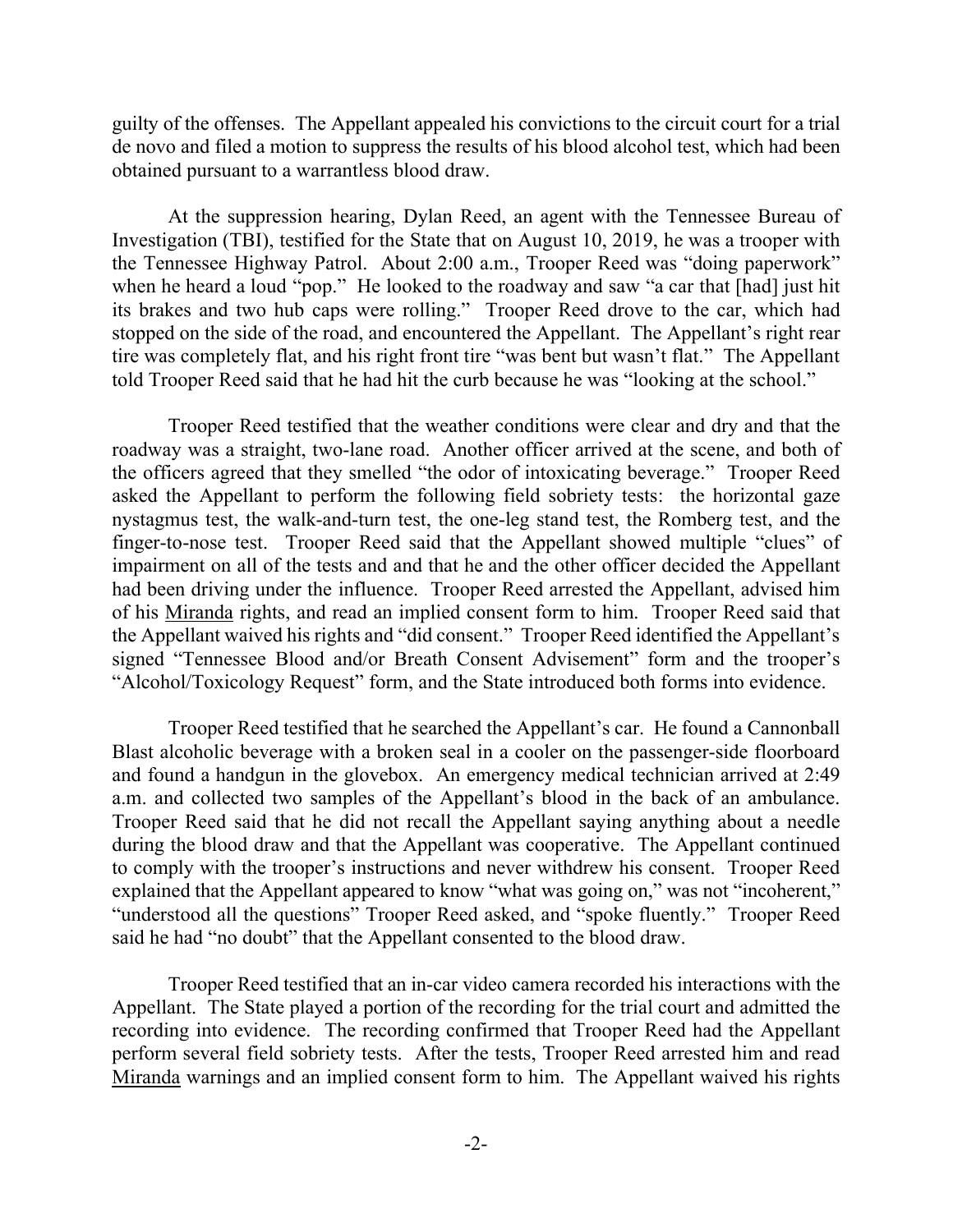guilty of the offenses. The Appellant appealed his convictions to the circuit court for a trial de novo and filed a motion to suppress the results of his blood alcohol test, which had been obtained pursuant to a warrantless blood draw.

At the suppression hearing, Dylan Reed, an agent with the Tennessee Bureau of Investigation (TBI), testified for the State that on August 10, 2019, he was a trooper with the Tennessee Highway Patrol. About 2:00 a.m., Trooper Reed was "doing paperwork" when he heard a loud "pop." He looked to the roadway and saw "a car that [had] just hit its brakes and two hub caps were rolling." Trooper Reed drove to the car, which had stopped on the side of the road, and encountered the Appellant. The Appellant's right rear tire was completely flat, and his right front tire "was bent but wasn't flat." The Appellant told Trooper Reed said that he had hit the curb because he was "looking at the school."

Trooper Reed testified that the weather conditions were clear and dry and that the roadway was a straight, two-lane road. Another officer arrived at the scene, and both of the officers agreed that they smelled "the odor of intoxicating beverage." Trooper Reed asked the Appellant to perform the following field sobriety tests: the horizontal gaze nystagmus test, the walk-and-turn test, the one-leg stand test, the Romberg test, and the finger-to-nose test. Trooper Reed said that the Appellant showed multiple "clues" of impairment on all of the tests and and that he and the other officer decided the Appellant had been driving under the influence. Trooper Reed arrested the Appellant, advised him of his Miranda rights, and read an implied consent form to him. Trooper Reed said that the Appellant waived his rights and "did consent." Trooper Reed identified the Appellant's signed "Tennessee Blood and/or Breath Consent Advisement" form and the trooper's "Alcohol/Toxicology Request" form, and the State introduced both forms into evidence.

Trooper Reed testified that he searched the Appellant's car. He found a Cannonball Blast alcoholic beverage with a broken seal in a cooler on the passenger-side floorboard and found a handgun in the glovebox. An emergency medical technician arrived at 2:49 a.m. and collected two samples of the Appellant's blood in the back of an ambulance. Trooper Reed said that he did not recall the Appellant saying anything about a needle during the blood draw and that the Appellant was cooperative. The Appellant continued to comply with the trooper's instructions and never withdrew his consent. Trooper Reed explained that the Appellant appeared to know "what was going on," was not "incoherent," "understood all the questions" Trooper Reed asked, and "spoke fluently." Trooper Reed said he had "no doubt" that the Appellant consented to the blood draw.

Trooper Reed testified that an in-car video camera recorded his interactions with the Appellant. The State played a portion of the recording for the trial court and admitted the recording into evidence. The recording confirmed that Trooper Reed had the Appellant perform several field sobriety tests. After the tests, Trooper Reed arrested him and read Miranda warnings and an implied consent form to him. The Appellant waived his rights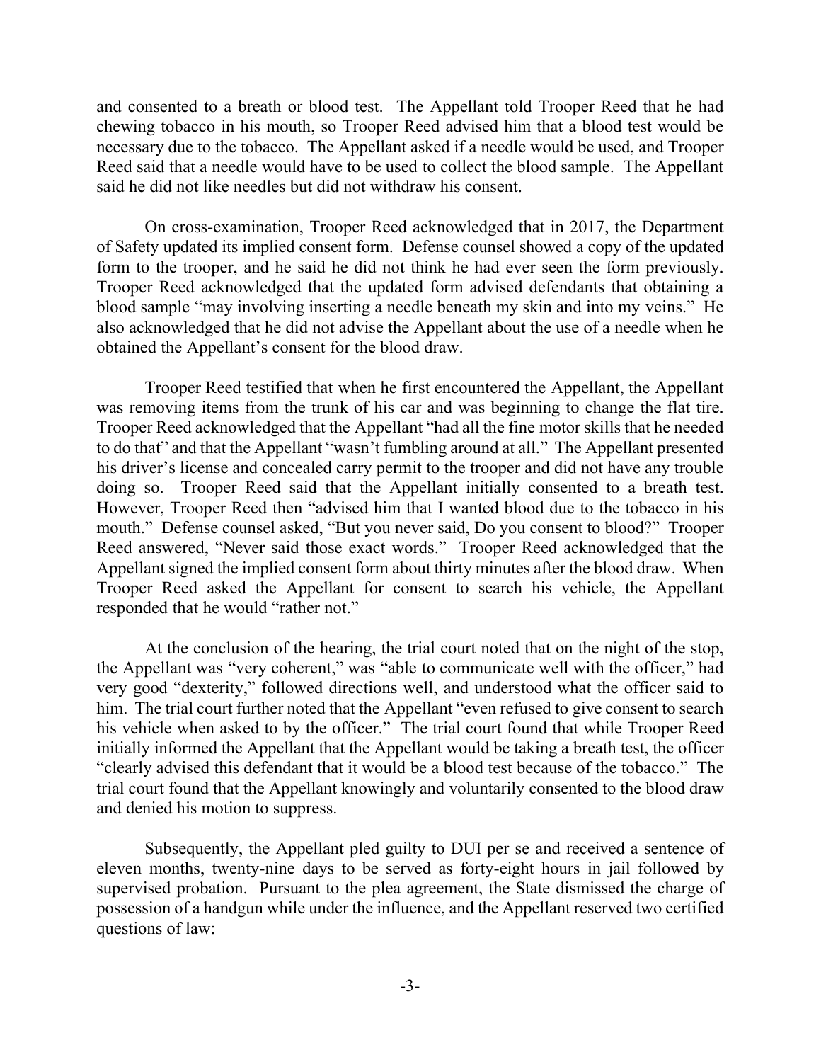and consented to a breath or blood test. The Appellant told Trooper Reed that he had chewing tobacco in his mouth, so Trooper Reed advised him that a blood test would be necessary due to the tobacco. The Appellant asked if a needle would be used, and Trooper Reed said that a needle would have to be used to collect the blood sample. The Appellant said he did not like needles but did not withdraw his consent.

On cross-examination, Trooper Reed acknowledged that in 2017, the Department of Safety updated its implied consent form. Defense counsel showed a copy of the updated form to the trooper, and he said he did not think he had ever seen the form previously. Trooper Reed acknowledged that the updated form advised defendants that obtaining a blood sample "may involving inserting a needle beneath my skin and into my veins." He also acknowledged that he did not advise the Appellant about the use of a needle when he obtained the Appellant's consent for the blood draw.

Trooper Reed testified that when he first encountered the Appellant, the Appellant was removing items from the trunk of his car and was beginning to change the flat tire. Trooper Reed acknowledged that the Appellant "had all the fine motor skills that he needed to do that" and that the Appellant "wasn't fumbling around at all." The Appellant presented his driver's license and concealed carry permit to the trooper and did not have any trouble doing so. Trooper Reed said that the Appellant initially consented to a breath test. However, Trooper Reed then "advised him that I wanted blood due to the tobacco in his mouth." Defense counsel asked, "But you never said, Do you consent to blood?" Trooper Reed answered, "Never said those exact words." Trooper Reed acknowledged that the Appellant signed the implied consent form about thirty minutes after the blood draw. When Trooper Reed asked the Appellant for consent to search his vehicle, the Appellant responded that he would "rather not."

At the conclusion of the hearing, the trial court noted that on the night of the stop, the Appellant was "very coherent," was "able to communicate well with the officer," had very good "dexterity," followed directions well, and understood what the officer said to him. The trial court further noted that the Appellant "even refused to give consent to search his vehicle when asked to by the officer." The trial court found that while Trooper Reed initially informed the Appellant that the Appellant would be taking a breath test, the officer "clearly advised this defendant that it would be a blood test because of the tobacco." The trial court found that the Appellant knowingly and voluntarily consented to the blood draw and denied his motion to suppress.

Subsequently, the Appellant pled guilty to DUI per se and received a sentence of eleven months, twenty-nine days to be served as forty-eight hours in jail followed by supervised probation. Pursuant to the plea agreement, the State dismissed the charge of possession of a handgun while under the influence, and the Appellant reserved two certified questions of law: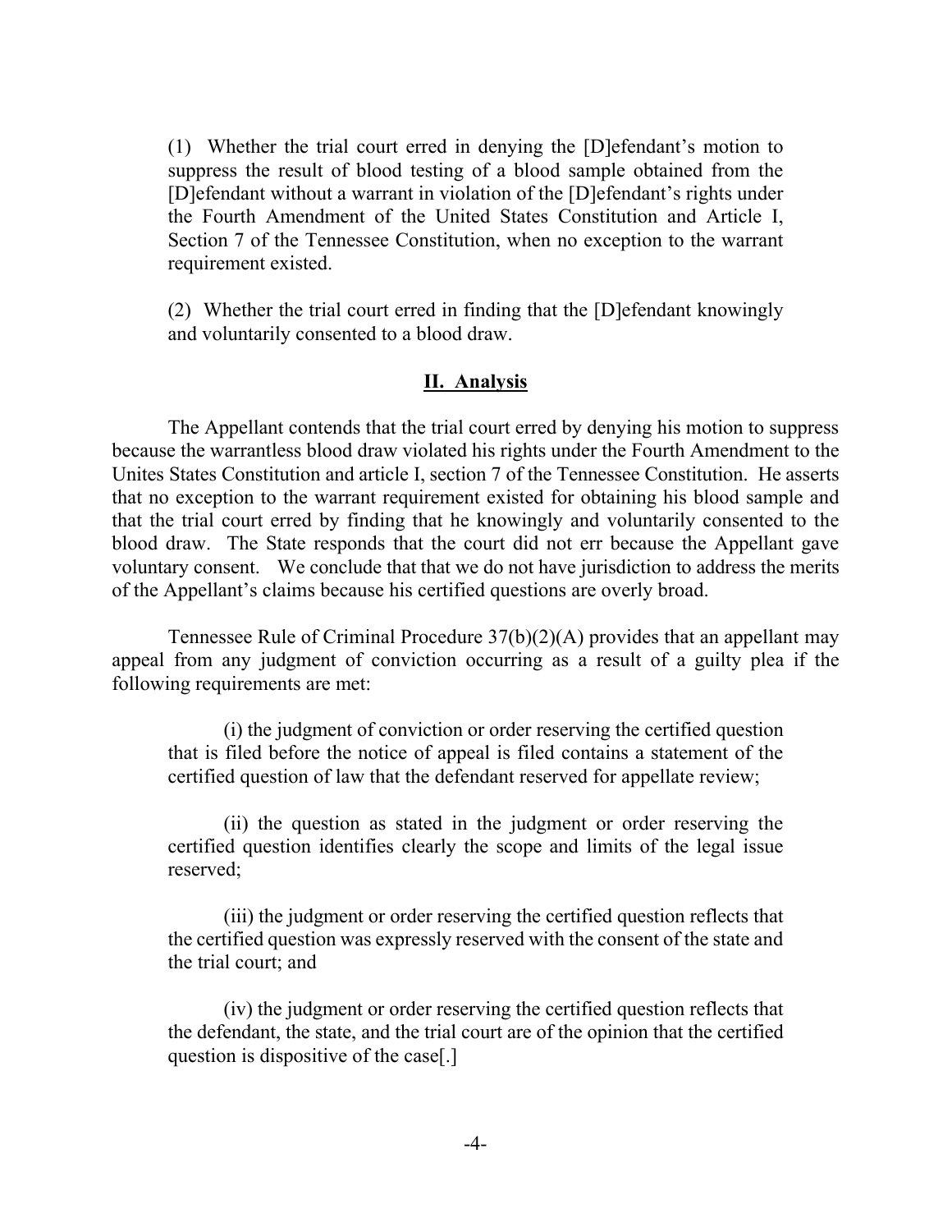> (1) Whether the trial court erred in denying the [D]efendant's motion to suppress the result of blood testing of a blood sample obtained from the [D]efendant without a warrant in violation of the [D]efendant's rights under the Fourth Amendment of the United States Constitution and Article I, Section 7 of the Tennessee Constitution, when no exception to the warrant requirement existed.
>
> (2) Whether the trial court erred in finding that the [D]efendant knowingly and voluntarily consented to a blood draw.

## II. Analysis

The Appellant contends that the trial court erred by denying his motion to suppress because the warrantless blood draw violated his rights under the Fourth Amendment to the Unites States Constitution and article I, section 7 of the Tennessee Constitution. He asserts that no exception to the warrant requirement existed for obtaining his blood sample and that the trial court erred by finding that he knowingly and voluntarily consented to the blood draw. The State responds that the court did not err because the Appellant gave voluntary consent. We conclude that that we do not have jurisdiction to address the merits of the Appellant's claims because his certified questions are overly broad.

Tennessee Rule of Criminal Procedure 37(b)(2)(A) provides that an appellant may appeal from any judgment of conviction occurring as a result of a guilty plea if the following requirements are met:

> (i) the judgment of conviction or order reserving the certified question that is filed before the notice of appeal is filed contains a statement of the certified question of law that the defendant reserved for appellate review;
>
> (ii) the question as stated in the judgment or order reserving the certified question identifies clearly the scope and limits of the legal issue reserved;
>
> (iii) the judgment or order reserving the certified question reflects that the certified question was expressly reserved with the consent of the state and the trial court; and
>
> (iv) the judgment or order reserving the certified question reflects that the defendant, the state, and the trial court are of the opinion that the certified question is dispositive of the case[.]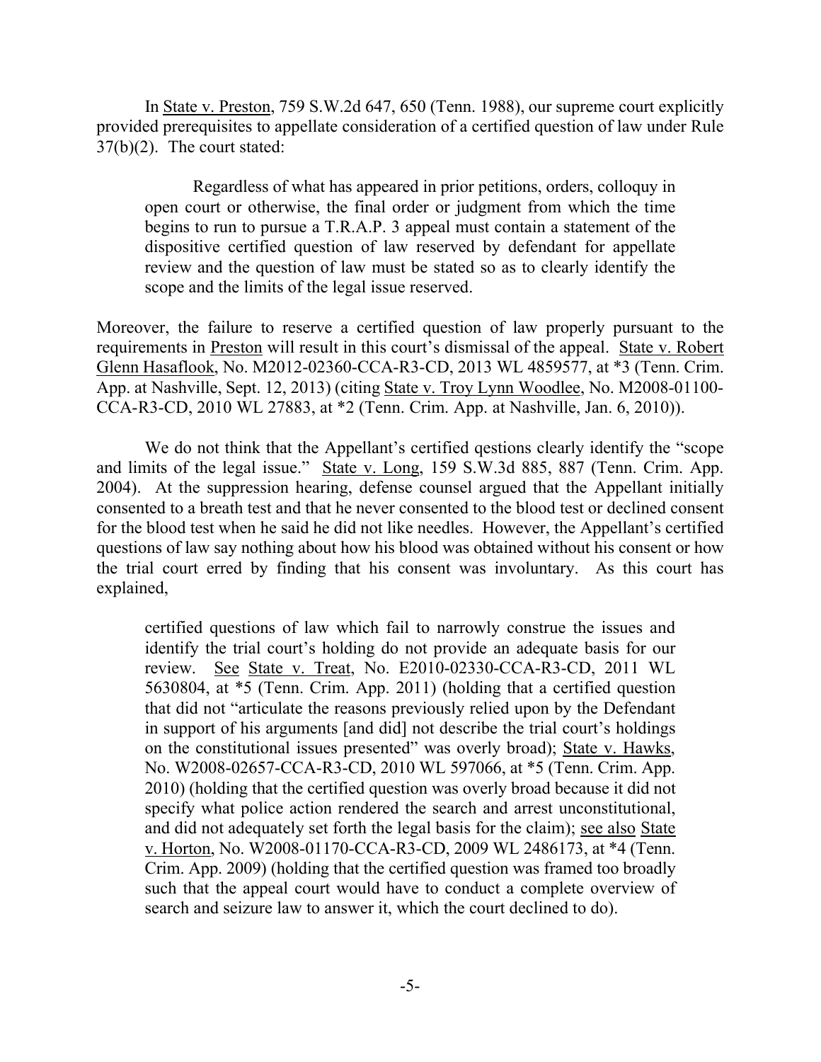In State v. Preston, 759 S.W.2d 647, 650 (Tenn. 1988), our supreme court explicitly provided prerequisites to appellate consideration of a certified question of law under Rule 37(b)(2). The court stated:

> Regardless of what has appeared in prior petitions, orders, colloquy in open court or otherwise, the final order or judgment from which the time begins to run to pursue a T.R.A.P. 3 appeal must contain a statement of the dispositive certified question of law reserved by defendant for appellate review and the question of law must be stated so as to clearly identify the scope and the limits of the legal issue reserved.

Moreover, the failure to reserve a certified question of law properly pursuant to the requirements in Preston will result in this court's dismissal of the appeal. State v. Robert Glenn Hasaflook, No. M2012-02360-CCA-R3-CD, 2013 WL 4859577, at *3 (Tenn. Crim. App. at Nashville, Sept. 12, 2013) (citing State v. Troy Lynn Woodlee, No. M2008-01100-CCA-R3-CD, 2010 WL 27883, at *2 (Tenn. Crim. App. at Nashville, Jan. 6, 2010)).

We do not think that the Appellant's certified qestions clearly identify the "scope and limits of the legal issue." State v. Long, 159 S.W.3d 885, 887 (Tenn. Crim. App. 2004). At the suppression hearing, defense counsel argued that the Appellant initially consented to a breath test and that he never consented to the blood test or declined consent for the blood test when he said he did not like needles. However, the Appellant's certified questions of law say nothing about how his blood was obtained without his consent or how the trial court erred by finding that his consent was involuntary. As this court has explained,

> certified questions of law which fail to narrowly construe the issues and identify the trial court's holding do not provide an adequate basis for our review. See State v. Treat, No. E2010-02330-CCA-R3-CD, 2011 WL 5630804, at *5 (Tenn. Crim. App. 2011) (holding that a certified question that did not "articulate the reasons previously relied upon by the Defendant in support of his arguments [and did] not describe the trial court's holdings on the constitutional issues presented" was overly broad); State v. Hawks, No. W2008-02657-CCA-R3-CD, 2010 WL 597066, at *5 (Tenn. Crim. App. 2010) (holding that the certified question was overly broad because it did not specify what police action rendered the search and arrest unconstitutional, and did not adequately set forth the legal basis for the claim); see also State v. Horton, No. W2008-01170-CCA-R3-CD, 2009 WL 2486173, at *4 (Tenn. Crim. App. 2009) (holding that the certified question was framed too broadly such that the appeal court would have to conduct a complete overview of search and seizure law to answer it, which the court declined to do).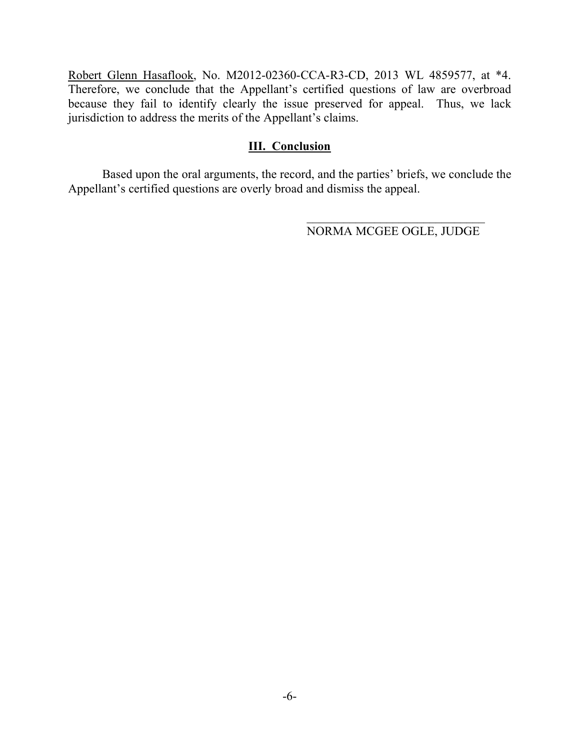Robert Glenn Hasaflook, No. M2012-02360-CCA-R3-CD, 2013 WL 4859577, at *4. Therefore, we conclude that the Appellant's certified questions of law are overbroad because they fail to identify clearly the issue preserved for appeal. Thus, we lack jurisdiction to address the merits of the Appellant's claims.

## III. Conclusion

Based upon the oral arguments, the record, and the parties' briefs, we conclude the Appellant's certified questions are overly broad and dismiss the appeal.

\_\_\_\_\_\_\_\_\_\_\_\_\_\_\_\_\_\_\_\_\_\_\_\_\_\_\_\_\_\_

NORMA MCGEE OGLE, JUDGE